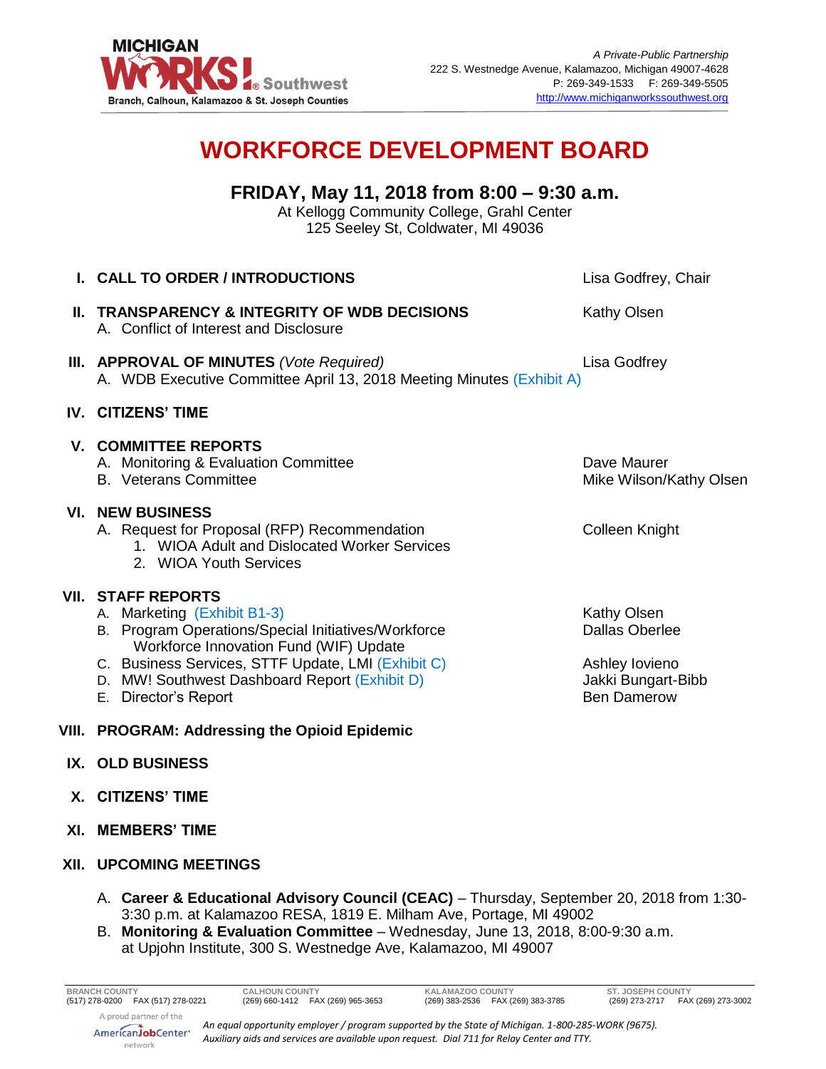MICHIGAN WORKS! Southwest
Branch, Calhoun, Kalamazoo & St. Joseph Counties

*A Private-Public Partnership*
222 S. Westnedge Avenue, Kalamazoo, Michigan 49007-4628
P: 269-349-1533 F: 269-349-5505
http://www.michiganworkssouthwest.org

# WORKFORCE DEVELOPMENT BOARD

## FRIDAY, May 11, 2018 from 8:00 – 9:30 a.m.

At Kellogg Community College, Grahl Center
125 Seeley St, Coldwater, MI 49036

**I. CALL TO ORDER / INTRODUCTIONS** — Lisa Godfrey, Chair

**II. TRANSPARENCY & INTEGRITY OF WDB DECISIONS** — Kathy Olsen
- A. Conflict of Interest and Disclosure

**III. APPROVAL OF MINUTES** *(Vote Required)* — Lisa Godfrey
- A. WDB Executive Committee April 13, 2018 Meeting Minutes (Exhibit A)

**IV. CITIZENS' TIME**

**V. COMMITTEE REPORTS**
- A. Monitoring & Evaluation Committee — Dave Maurer
- B. Veterans Committee — Mike Wilson/Kathy Olsen

**VI. NEW BUSINESS**
- A. Request for Proposal (RFP) Recommendation — Colleen Knight
  1. WIOA Adult and Dislocated Worker Services
  2. WIOA Youth Services

**VII. STAFF REPORTS**
- A. Marketing (Exhibit B1-3) — Kathy Olsen
- B. Program Operations/Special Initiatives/Workforce Workforce Innovation Fund (WIF) Update — Dallas Oberlee
- C. Business Services, STTF Update, LMI (Exhibit C) — Ashley Iovieno
- D. MW! Southwest Dashboard Report (Exhibit D) — Jakki Bungart-Bibb
- E. Director's Report — Ben Damerow

**VIII. PROGRAM: Addressing the Opioid Epidemic**

**IX. OLD BUSINESS**

**X. CITIZENS' TIME**

**XI. MEMBERS' TIME**

**XII. UPCOMING MEETINGS**
- A. **Career & Educational Advisory Council (CEAC)** – Thursday, September 20, 2018 from 1:30-3:30 p.m. at Kalamazoo RESA, 1819 E. Milham Ave, Portage, MI 49002
- B. **Monitoring & Evaluation Committee** – Wednesday, June 13, 2018, 8:00-9:30 a.m. at Upjohn Institute, 300 S. Westnedge Ave, Kalamazoo, MI 49007

| BRANCH COUNTY | CALHOUN COUNTY | KALAMAZOO COUNTY | ST. JOSEPH COUNTY |
|---|---|---|---|
| (517) 278-0200 FAX (517) 278-0221 | (269) 660-1412 FAX (269) 965-3653 | (269) 383-2536 FAX (269) 383-3785 | (269) 273-2717 FAX (269) 273-3002 |

A proud partner of the AmericanJobCenter network

*An equal opportunity employer / program supported by the State of Michigan. 1-800-285-WORK (9675). Auxiliary aids and services are available upon request. Dial 711 for Relay Center and TTY.*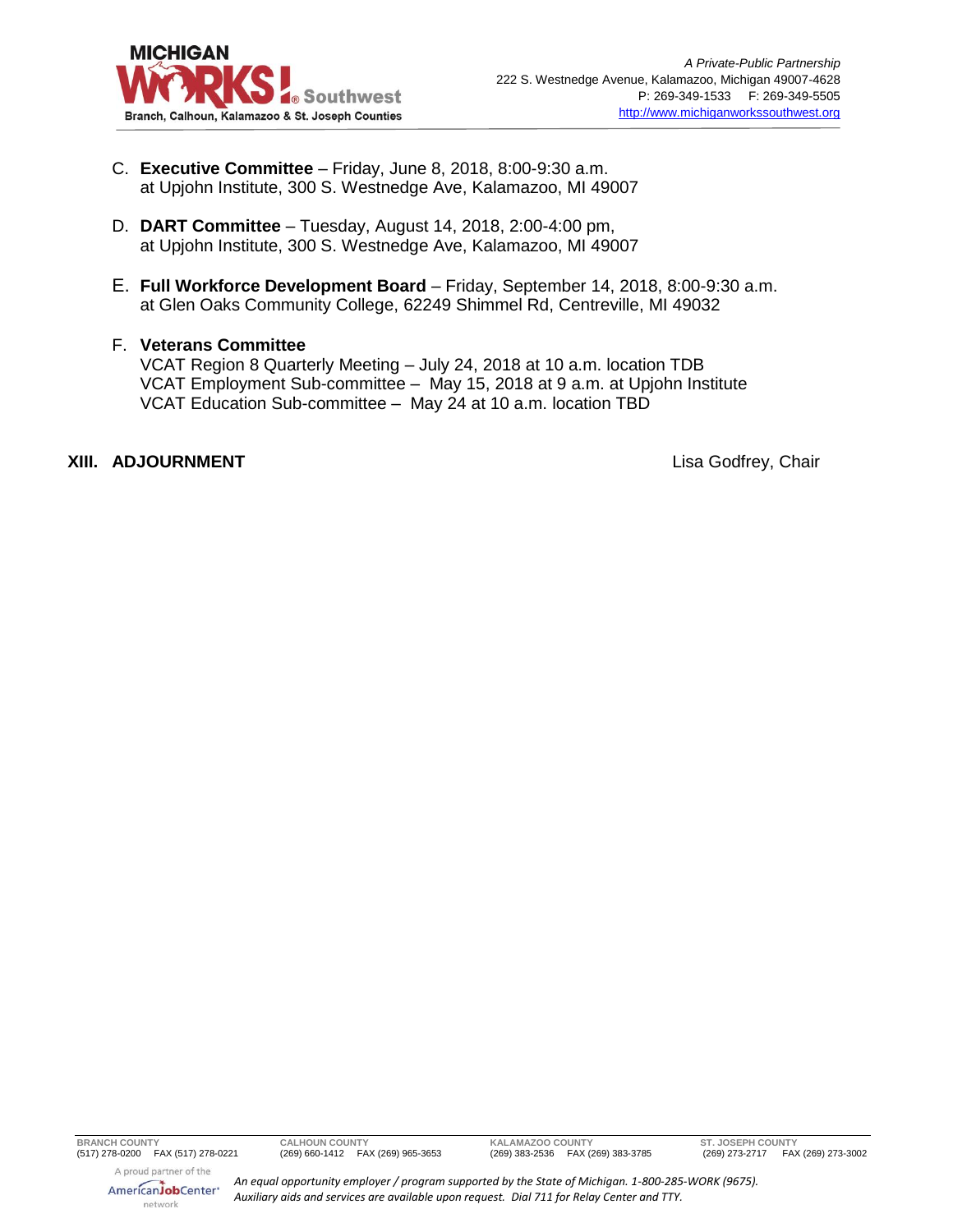C. **Executive Committee** – Friday, June 8, 2018, 8:00-9:30 a.m.
   at Upjohn Institute, 300 S. Westnedge Ave, Kalamazoo, MI 49007

D. **DART Committee** – Tuesday, August 14, 2018, 2:00-4:00 pm,
   at Upjohn Institute, 300 S. Westnedge Ave, Kalamazoo, MI 49007

E. **Full Workforce Development Board** – Friday, September 14, 2018, 8:00-9:30 a.m.
   at Glen Oaks Community College, 62249 Shimmel Rd, Centreville, MI 49032

F. **Veterans Committee**
   VCAT Region 8 Quarterly Meeting – July 24, 2018 at 10 a.m. location TDB
   VCAT Employment Sub-committee – May 15, 2018 at 9 a.m. at Upjohn Institute
   VCAT Education Sub-committee – May 24 at 10 a.m. location TBD

**XIII. ADJOURNMENT** — Lisa Godfrey, Chair